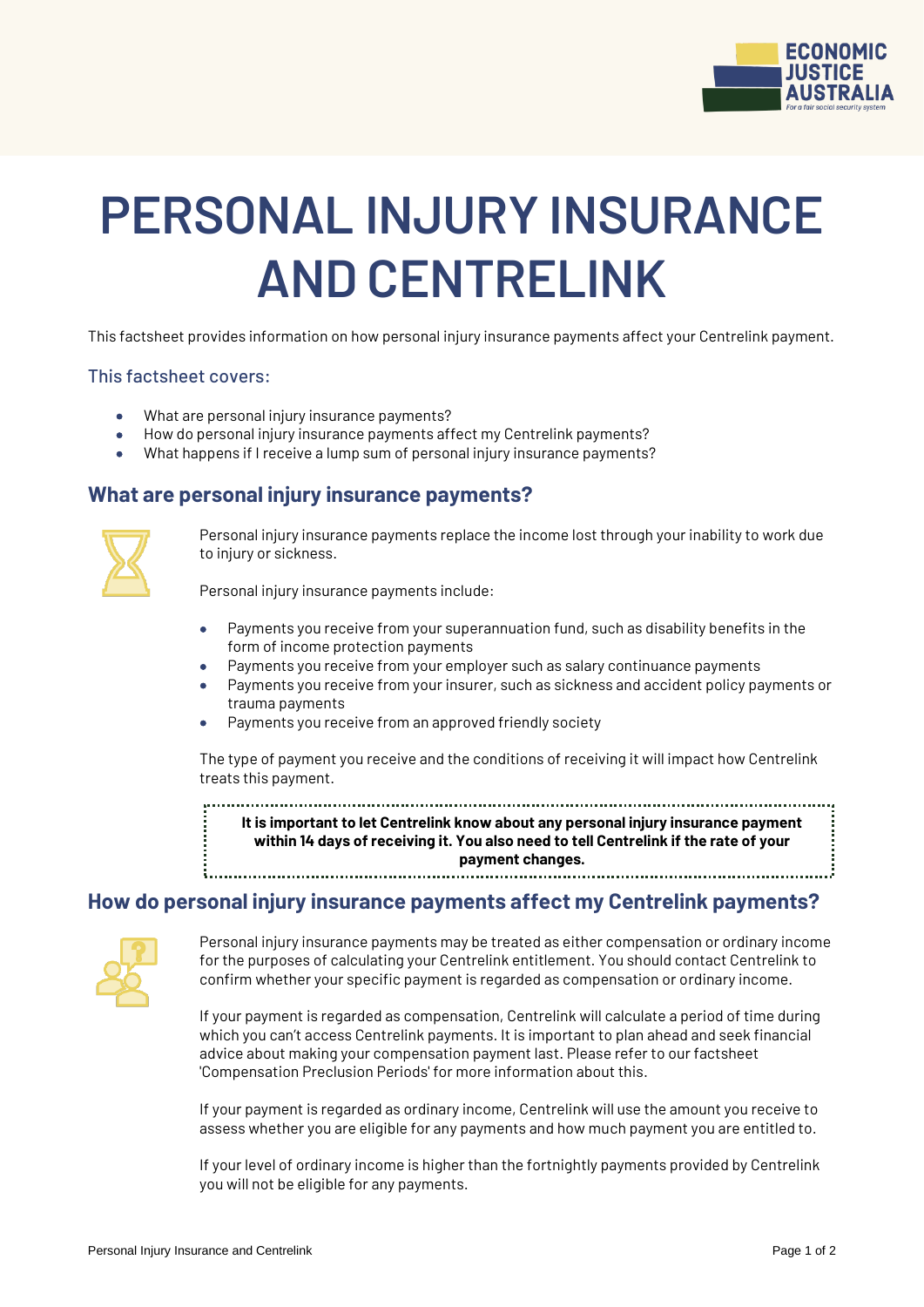# PERSONAL INJURY INSURANCE AND CENTRELINK

This factsheet provides information on how personal injury insurance payments affect your Centrelink payment.

### This factsheet covers:

- What are personal injury insurance payments?
- How do personal injury insurance payments affect my Centrelink payments?
- What happens if I receive a lump sum of personal injury insurance payments?

## What are personal injury insurance payments?

Personal injury insurance payments replace the income lost through your inability to work due to injury or sickness.

Personal injury insurance payments include:

- Payments you receive from your superannuation fund, such as disability benefits in the form of income protection payments
- Payments you receive from your employer such as salary continuance payments
- Payments you receive from your insurer, such as sickness and accident policy payments or trauma payments
- Payments you receive from an approved friendly society

The type of payment you receive and the conditions of receiving it will impact how Centrelink treats this payment.

**It is important to let Centrelink know about any personal injury insurance payment within 14 days of receiving it. You also need to tell Centrelink if the rate of your payment changes.**

## How do personal injury insurance payments affect my Centrelink payments?

Personal injury insurance payments may be treated as either compensation or ordinary income for the purposes of calculating your Centrelink entitlement. You should contact Centrelink to confirm whether your specific payment is regarded as compensation or ordinary income.

If your payment is regarded as compensation, Centrelink will calculate a period of time during which you can't access Centrelink payments. It is important to plan ahead and seek financial advice about making your compensation payment last. Please refer to our factsheet 'Compensation Preclusion Periods' for more information about this.

If your payment is regarded as ordinary income, Centrelink will use the amount you receive to assess whether you are eligible for any payments and how much payment you are entitled to.

If your level of ordinary income is higher than the fortnightly payments provided by Centrelink you will not be eligible for any payments.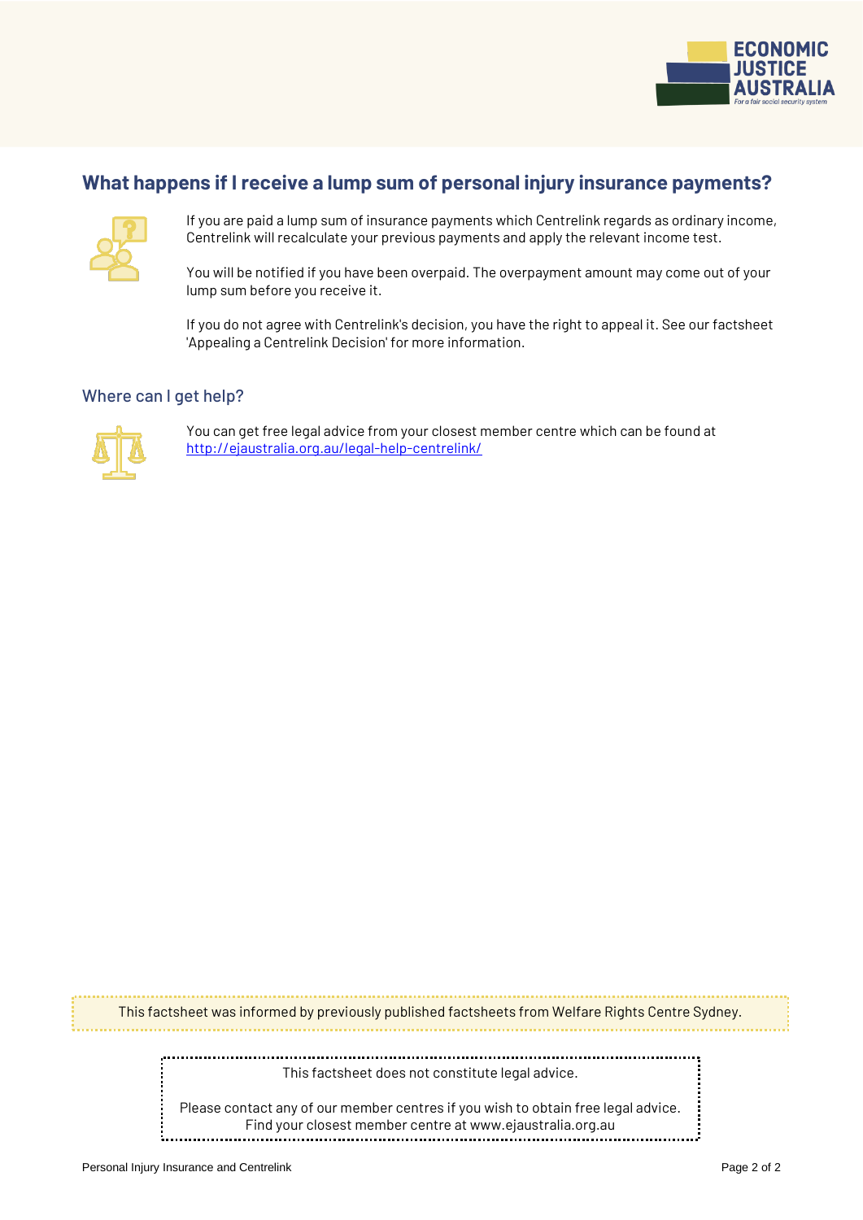## What happens if I receive a lump sum of personal injury insurance payments?

If you are paid a lump sum of insurance payments which Centrelink regards as ordinary income, Centrelink will recalculate your previous payments and apply the relevant income test.

You will be notified if you have been overpaid. The overpayment amount may come out of your lump sum before you receive it.

If you do not agree with Centrelink's decision, you have the right to appeal it. See our factsheet 'Appealing a Centrelink Decision' for more information.

### Where can I get help?

You can get free legal advice from your closest member centre which can be found at http://ejaustralia.org.au/legal-help-centrelink/

This factsheet was informed by previously published factsheets from Welfare Rights Centre Sydney.

This factsheet does not constitute legal advice.

Please contact any of our member centres if you wish to obtain free legal advice.
Find your closest member centre at www.ejaustralia.org.au